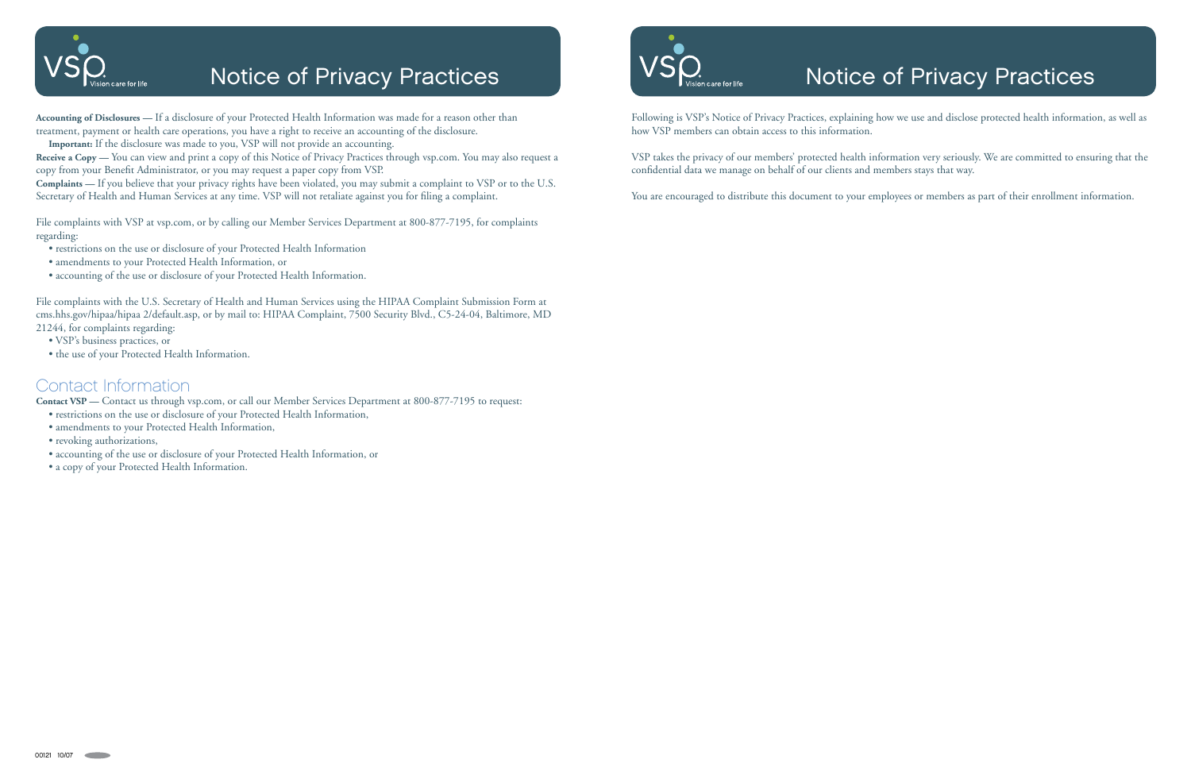# Notice of Privacy Practices

**Accounting of Disclosures** — If a disclosure of your Protected Health Information was made for a reason other than treatment, payment or health care operations, you have a right to receive an accounting of the disclosure.

**Important:** If the disclosure was made to you, VSP will not provide an accounting.

**Receive a Copy** — You can view and print a copy of this Notice of Privacy Practices through vsp.com. You may also request a copy from your Benefit Administrator, or you may request a paper copy from VSP.

**Complaints** — If you believe that your privacy rights have been violated, you may submit a complaint to VSP or to the U.S. Secretary of Health and Human Services at any time. VSP will not retaliate against you for filing a complaint.

File complaints with VSP at vsp.com, or by calling our Member Services Department at 800-877-7195, for complaints regarding:

- restrictions on the use or disclosure of your Protected Health Information
- amendments to your Protected Health Information, or
- accounting of the use or disclosure of your Protected Health Information.

File complaints with the U.S. Secretary of Health and Human Services using the HIPAA Complaint Submission Form at cms.hhs.gov/hipaa/hipaa 2/default.asp, or by mail to: HIPAA Complaint, 7500 Security Blvd., C5-24-04, Baltimore, MD 21244, for complaints regarding:

- VSP's business practices, or
- the use of your Protected Health Information.

## Contact Information

**Contact VSP** — Contact us through vsp.com, or call our Member Services Department at 800-877-7195 to request:

- restrictions on the use or disclosure of your Protected Health Information,
- amendments to your Protected Health Information,
- revoking authorizations,
- accounting of the use or disclosure of your Protected Health Information, or
- a copy of your Protected Health Information.

00121 10/07

# Notice of Privacy Practices

Following is VSP's Notice of Privacy Practices, explaining how we use and disclose protected health information, as well as how VSP members can obtain access to this information.

VSP takes the privacy of our members' protected health information very seriously. We are committed to ensuring that the confidential data we manage on behalf of our clients and members stays that way.

You are encouraged to distribute this document to your employees or members as part of their enrollment information.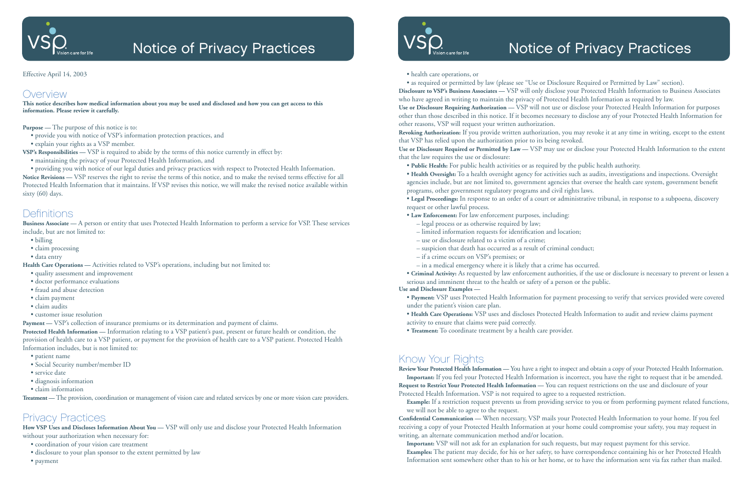# Notice of Privacy Practices

Effective April 14, 2003

## Overview

**This notice describes how medical information about you may be used and disclosed and how you can get access to this information. Please review it carefully.**

**Purpose** — The purpose of this notice is to:

- provide you with notice of VSP's information protection practices, and
- explain your rights as a VSP member.

**VSP's Responsibilities** — VSP is required to abide by the terms of this notice currently in effect by:

- maintaining the privacy of your Protected Health Information, and
- providing you with notice of our legal duties and privacy practices with respect to Protected Health Information.

**Notice Revisions** — VSP reserves the right to revise the terms of this notice, and to make the revised terms effective for all Protected Health Information that it maintains. If VSP revises this notice, we will make the revised notice available within sixty (60) days.

## Definitions

**Business Associate** — A person or entity that uses Protected Health Information to perform a service for VSP. These services include, but are not limited to:

- billing
- claim processing
- data entry

**Health Care Operations** — Activities related to VSP's operations, including but not limited to:

- quality assessment and improvement
- doctor performance evaluations
- fraud and abuse detection
- claim payment
- claim audits
- customer issue resolution

**Payment** — VSP's collection of insurance premiums or its determination and payment of claims.

**Protected Health Information** — Information relating to a VSP patient's past, present or future health or condition, the provision of health care to a VSP patient, or payment for the provision of health care to a VSP patient. Protected Health Information includes, but is not limited to:

- patient name
- Social Security number/member ID
- service date
- diagnosis information
- claim information

**Treatment** — The provision, coordination or management of vision care and related services by one or more vision care providers.

## Privacy Practices

**How VSP Uses and Discloses Information About You** — VSP will only use and disclose your Protected Health Information without your authorization when necessary for:

- coordination of your vision care treatment
- disclosure to your plan sponsor to the extent permitted by law
- payment
- health care operations, or
- as required or permitted by law (please see "Use or Disclosure Required or Permitted by Law" section).

**Disclosure to VSP's Business Associates** — VSP will only disclose your Protected Health Information to Business Associates who have agreed in writing to maintain the privacy of Protected Health Information as required by law.

**Use or Disclosure Requiring Authorization** — VSP will not use or disclose your Protected Health Information for purposes other than those described in this notice. If it becomes necessary to disclose any of your Protected Health Information for other reasons, VSP will request your written authorization.

**Revoking Authorization:** If you provide written authorization, you may revoke it at any time in writing, except to the extent that VSP has relied upon the authorization prior to its being revoked.

**Use or Disclosure Required or Permitted by Law** — VSP may use or disclose your Protected Health Information to the extent that the law requires the use or disclosure:

- **Public Health:** For public health activities or as required by the public health authority.
- **Health Oversight:** To a health oversight agency for activities such as audits, investigations and inspections. Oversight agencies include, but are not limited to, government agencies that oversee the health care system, government benefit programs, other government regulatory programs and civil rights laws.
- **Legal Proceedings:** In response to an order of a court or administrative tribunal, in response to a subpoena, discovery request or other lawful process.
- **Law Enforcement:** For law enforcement purposes, including:
  - legal process or as otherwise required by law;
  - limited information requests for identification and location;
  - use or disclosure related to a victim of a crime;
  - suspicion that death has occurred as a result of criminal conduct;
  - if a crime occurs on VSP's premises; or
  - in a medical emergency where it is likely that a crime has occurred.
- **Criminal Activity:** As requested by law enforcement authorities, if the use or disclosure is necessary to prevent or lessen a serious and imminent threat to the health or safety of a person or the public.

**Use and Disclosure Examples** —

- **Payment:** VSP uses Protected Health Information for payment processing to verify that services provided were covered under the patient's vision care plan.
- **Health Care Operations:** VSP uses and discloses Protected Health Information to audit and review claims payment activity to ensure that claims were paid correctly.
- **Treatment:** To coordinate treatment by a health care provider.

## Know Your Rights

**Review Your Protected Health Information** — You have a right to inspect and obtain a copy of your Protected Health Information.

**Important:** If you feel your Protected Health Information is incorrect, you have the right to request that it be amended.

**Request to Restrict Your Protected Health Information** — You can request restrictions on the use and disclosure of your Protected Health Information. VSP is not required to agree to a requested restriction.

**Example:** If a restriction request prevents us from providing service to you or from performing payment related functions, we will not be able to agree to the request.

**Confidential Communication** — When necessary, VSP mails your Protected Health Information to your home. If you feel receiving a copy of your Protected Health Information at your home could compromise your safety, you may request in writing, an alternate communication method and/or location.

**Important:** VSP will not ask for an explanation for such requests, but may request payment for this service.

**Examples:** The patient may decide, for his or her safety, to have correspondence containing his or her Protected Health Information sent somewhere other than to his or her home, or to have the information sent via fax rather than mailed.